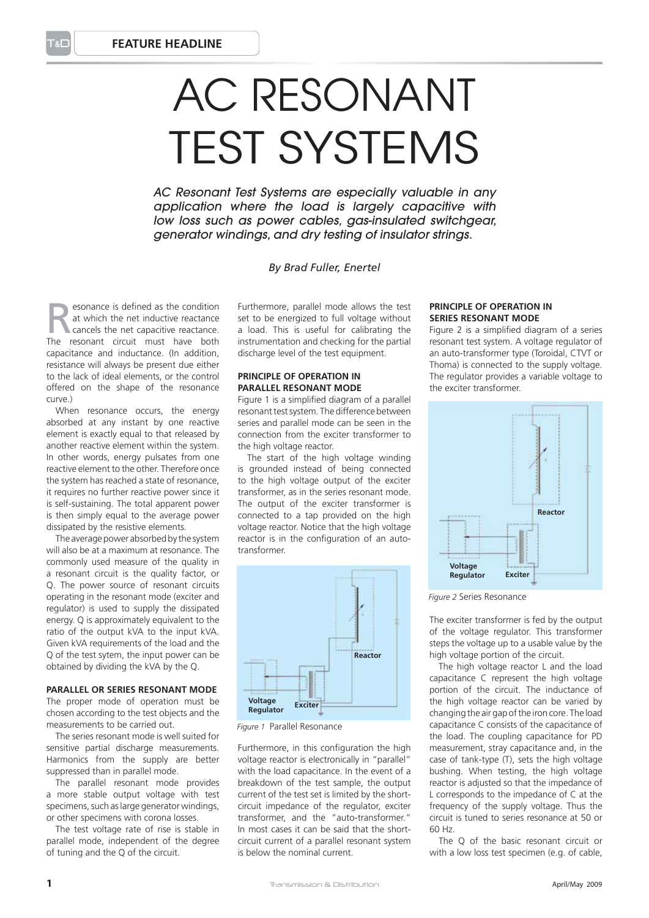# AC RESONANT TEST SYSTEMS

*AC Resonant Test Systems are especially valuable in any application where the load is largely capacitive with low loss such as power cables, gas-insulated switchgear, generator windings, and dry testing of insulator strings.*

*By Brad Fuller, Enertel*

Resonance is defined as the condition at which the net inductive reactance cancels the net capacitive reactance. The resonant circuit must have both capacitance and inductance. (In addition, resistance will always be present due either to the lack of ideal elements, or the control offered on the shape of the resonance curve.)

When resonance occurs, the energy absorbed at any instant by one reactive element is exactly equal to that released by another reactive element within the system. In other words, energy pulsates from one reactive element to the other. Therefore once the system has reached a state of resonance, it requires no further reactive power since it is self-sustaining. The total apparent power is then simply equal to the average power dissipated by the resistive elements.

The average power absorbed by the system will also be at a maximum at resonance. The commonly used measure of the quality in a resonant circuit is the quality factor, or Q. The power source of resonant circuits operating in the resonant mode (exciter and regulator) is used to supply the dissipated energy. Q is approximately equivalent to the ratio of the output kVA to the input kVA. Given kVA requirements of the load and the Q of the test sytem, the input power can be obtained by dividing the kVA by the Q.

### PARALLEL OR SERIES RESONANT MODE

The proper mode of operation must be chosen according to the test objects and the measurements to be carried out.

The series resonant mode is well suited for sensitive partial discharge measurements. Harmonics from the supply are better suppressed than in parallel mode.

The parallel resonant mode provides a more stable output voltage with test specimens, such as large generator windings, or other specimens with corona losses.

The test voltage rate of rise is stable in parallel mode, independent of the degree of tuning and the Q of the circuit.

Furthermore, parallel mode allows the test set to be energized to full voltage without a load. This is useful for calibrating the instrumentation and checking for the partial discharge level of the test equipment.

### PRINCIPLE OF OPERATION IN PARALLEL RESONANT MODE

Figure 1 is a simplified diagram of a parallel resonant test system. The difference between series and parallel mode can be seen in the connection from the exciter transformer to the high voltage reactor.

The start of the high voltage winding is grounded instead of being connected to the high voltage output of the exciter transformer, as in the series resonant mode. The output of the exciter transformer is connected to a tap provided on the high voltage reactor. Notice that the high voltage reactor is in the configuration of an auto-transformer.

Reactor

Voltage Regulator

Exciter

*Figure 1* Parallel Resonance

Furthermore, in this configuration the high voltage reactor is electronically in "parallel" with the load capacitance. In the event of a breakdown of the test sample, the output current of the test set is limited by the short-circuit impedance of the regulator, exciter transformer, and the "auto-transformer." In most cases it can be said that the short-circuit current of a parallel resonant system is below the nominal current.

### PRINCIPLE OF OPERATION IN SERIES RESONANT MODE

Figure 2 is a simplified diagram of a series resonant test system. A voltage regulator of an auto-transformer type (Toroidal, CTVT or Thoma) is connected to the supply voltage. The regulator provides a variable voltage to the exciter transformer.

Reactor

Voltage Regulator

Exciter

*Figure 2* Series Resonance

The exciter transformer is fed by the output of the voltage regulator. This transformer steps the voltage up to a usable value by the high voltage portion of the circuit.

The high voltage reactor L and the load capacitance C represent the high voltage portion of the circuit. The inductance of the high voltage reactor can be varied by changing the air gap of the iron core. The load capacitance C consists of the capacitance of the load. The coupling capacitance for PD measurement, stray capacitance and, in the case of tank-type (T), sets the high voltage bushing. When testing, the high voltage reactor is adjusted so that the impedance of L corresponds to the impedance of C at the frequency of the supply voltage. Thus the circuit is tuned to series resonance at 50 or 60 Hz.

The Q of the basic resonant circuit or with a low loss test specimen (e.g. of cable,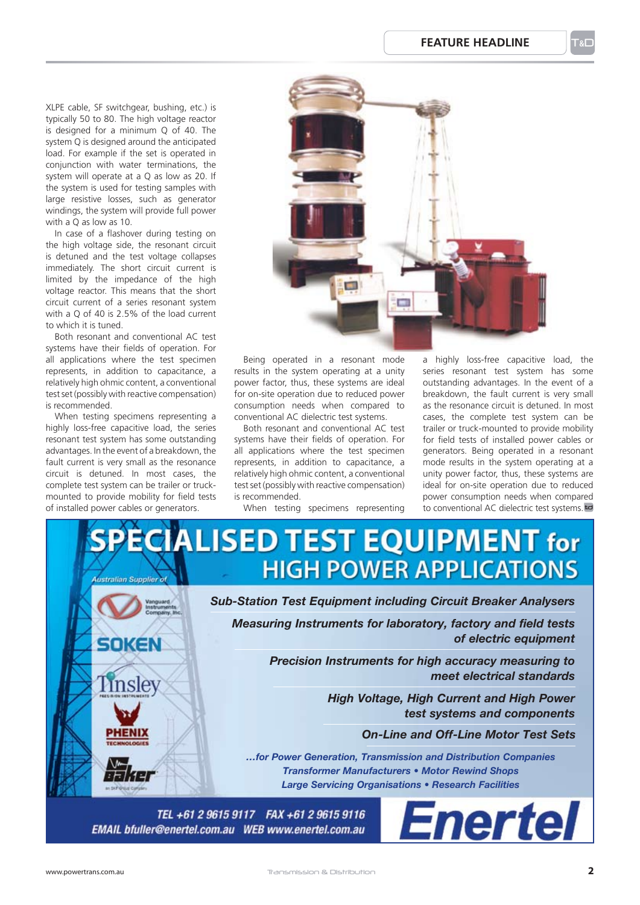XLPE cable, SF switchgear, bushing, etc.) is typically 50 to 80. The high voltage reactor is designed for a minimum Q of 40. The system Q is designed around the anticipated load. For example if the set is operated in conjunction with water terminations, the system will operate at a Q as low as 20. If the system is used for testing samples with large resistive losses, such as generator windings, the system will provide full power with a Q as low as 10.

In case of a flashover during testing on the high voltage side, the resonant circuit is detuned and the test voltage collapses immediately. The short circuit current is limited by the impedance of the high voltage reactor. This means that the short circuit current of a series resonant system with a Q of 40 is 2.5% of the load current to which it is tuned.

Both resonant and conventional AC test systems have their fields of operation. For all applications where the test system represents, in addition to capacitance, a relatively high ohmic content, a conventional test set (possibly with reactive compensation) is recommended.

When testing specimens representing a highly loss-free capacitive load, the series resonant test system has some outstanding advantages. In the event of a breakdown, the fault current is very small as the resonance circuit is detuned. In most cases, the complete test system can be trailer or truck-mounted to provide mobility for field tests of installed power cables or generators.

Being operated in a resonant mode results in the system operating at a unity power factor, thus, these systems are ideal for on-site operation due to reduced power consumption needs when compared to conventional AC dielectric test systems.

Both resonant and conventional AC test systems have their fields of operation. For all applications where the test specimen represents, in addition to capacitance, a relatively high ohmic content, a conventional test set (possibly with reactive compensation) is recommended.

When testing specimens representing a highly loss-free capacitive load, the series resonant test system has some outstanding advantages. In the event of a breakdown, the fault current is very small as the resonance circuit is detuned. In most cases, the complete test system can be trailer or truck-mounted to provide mobility for field tests of installed power cables or generators. Being operated in a resonant mode results in the system operating at a unity power factor, thus, these systems are ideal for on-site operation due to reduced power consumption needs when compared to conventional AC dielectric test systems.

# SPECIALISED TEST EQUIPMENT for HIGH POWER APPLICATIONS

Australian Supplier of

Vanguard Instruments Company, Inc.

SOKEN

Tinsley

PHENIX TECHNOLOGIES

Baker

*Sub-Station Test Equipment including Circuit Breaker Analysers*

*Measuring Instruments for laboratory, factory and field tests of electric equipment*

*Precision Instruments for high accuracy measuring to meet electrical standards*

*High Voltage, High Current and High Power test systems and components*

*On-Line and Off-Line Motor Test Sets*

*...for Power Generation, Transmission and Distribution Companies*
*Transformer Manufacturers • Motor Rewind Shops*
*Large Servicing Organisations • Research Facilities*

TEL +61 2 9615 9117 FAX +61 2 9615 9116
EMAIL bfuller@enertel.com.au WEB www.enertel.com.au

Enertel